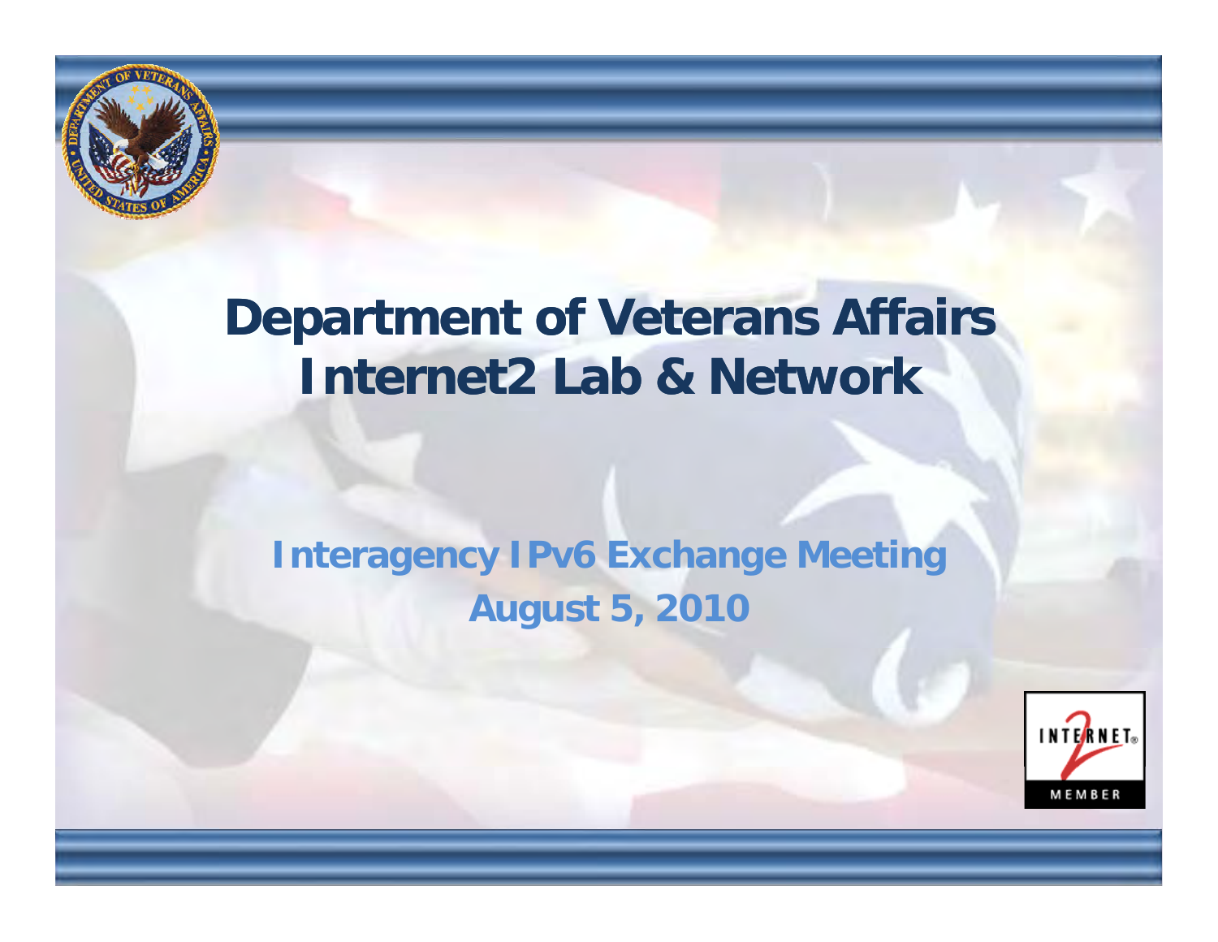# Department of Veterans Affairs Internet2 Lab & Network

## Interagency IPv6 Exchange Meeting

## August 5, 2010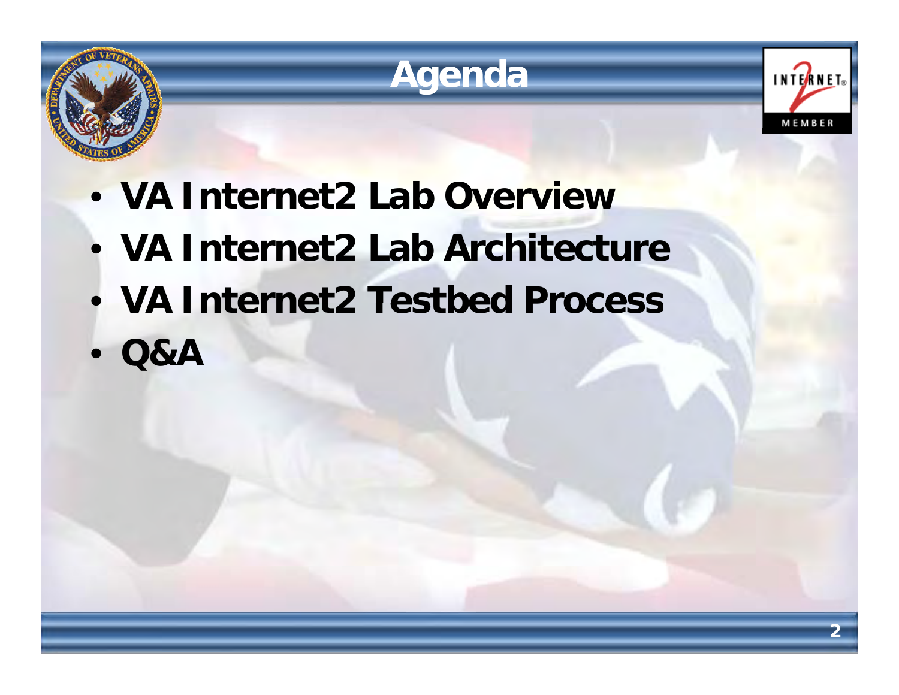# Agenda

- **VA Internet2 Lab Overview**
- **VA Internet2 Lab Architecture**
- **VA Internet2 Testbed Process**
- **Q&A**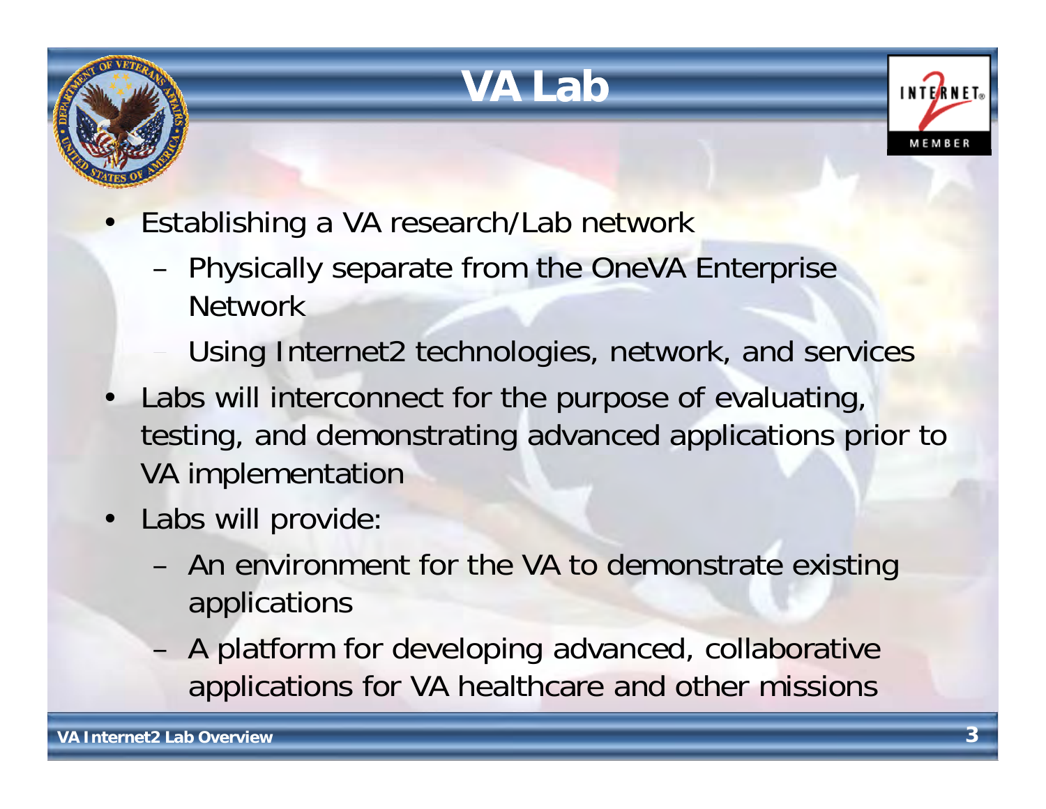# VA Lab

- Establishing a VA research/Lab network
  - Physically separate from the OneVA Enterprise Network
  - Using Internet2 technologies, network, and services
- Labs will interconnect for the purpose of evaluating, testing, and demonstrating advanced applications prior to VA implementation
- Labs will provide:
  - An environment for the VA to demonstrate existing applications
  - A platform for developing advanced, collaborative applications for VA healthcare and other missions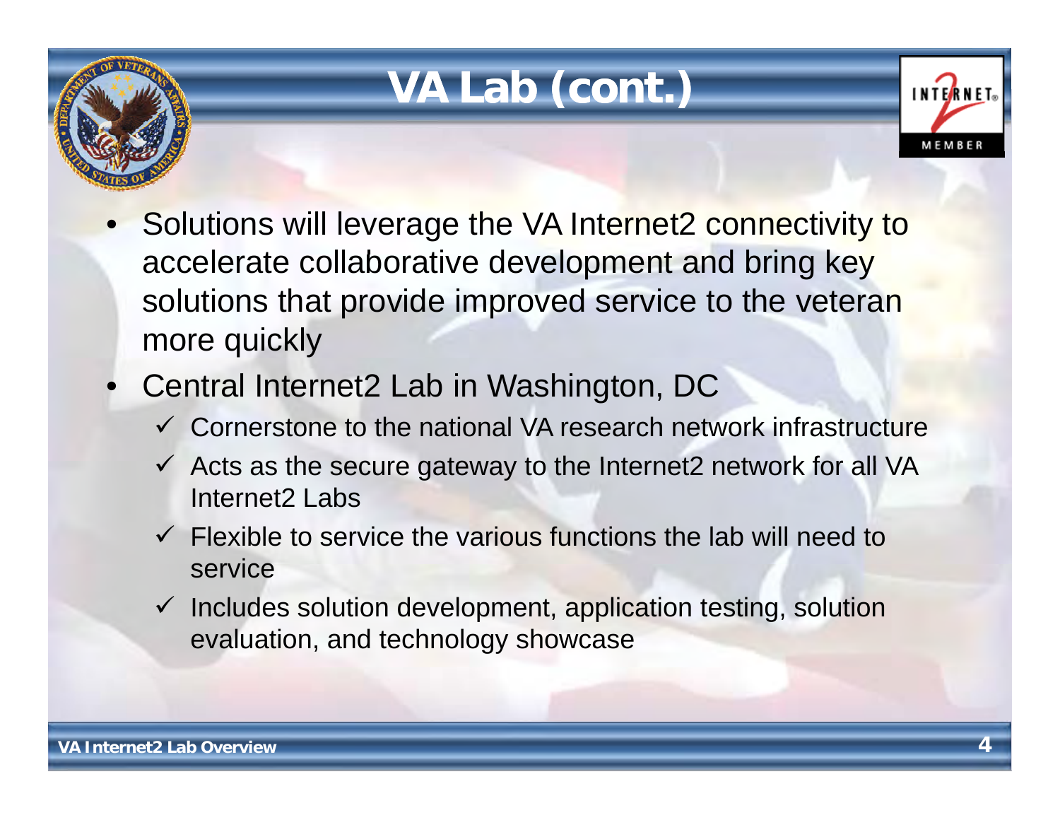# VA Lab (cont.)

- Solutions will leverage the VA Internet2 connectivity to accelerate collaborative development and bring key solutions that provide improved service to the veteran more quickly
- Central Internet2 Lab in Washington, DC
  - ✓ Cornerstone to the national VA research network infrastructure
  - ✓ Acts as the secure gateway to the Internet2 network for all VA Internet2 Labs
  - ✓ Flexible to service the various functions the lab will need to service
  - ✓ Includes solution development, application testing, solution evaluation, and technology showcase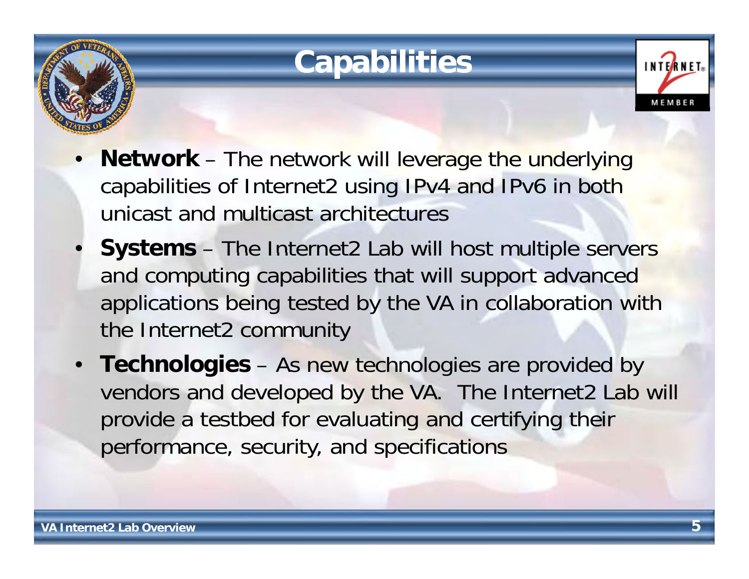# Capabilities

- **Network** – The network will leverage the underlying capabilities of Internet2 using IPv4 and IPv6 in both unicast and multicast architectures
- **Systems** – The Internet2 Lab will host multiple servers and computing capabilities that will support advanced applications being tested by the VA in collaboration with the Internet2 community
- **Technologies** – As new technologies are provided by vendors and developed by the VA. The Internet2 Lab will provide a testbed for evaluating and certifying their performance, security, and specifications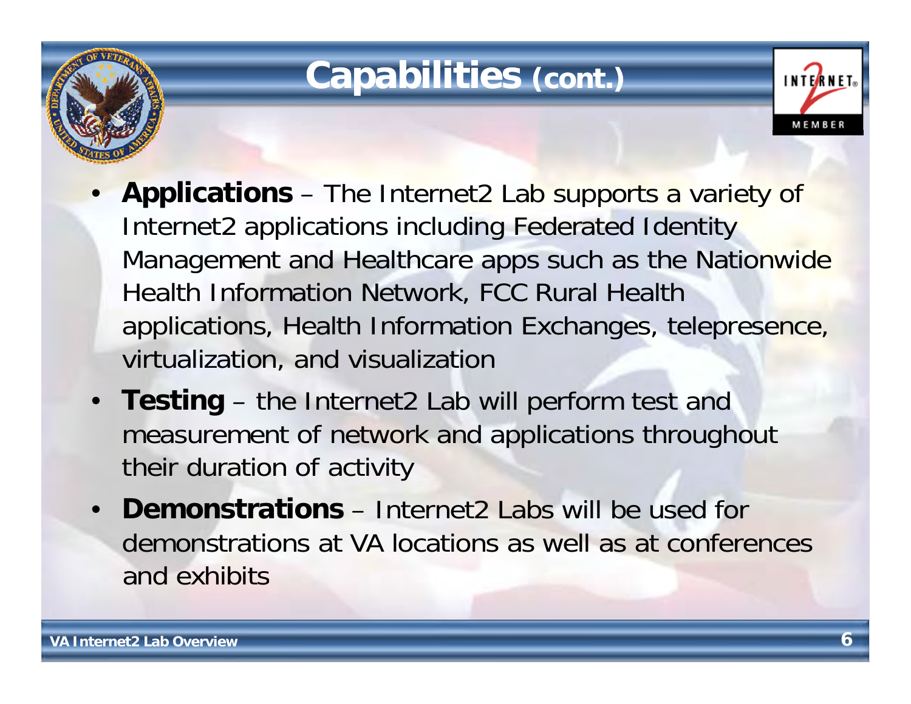# Capabilities (cont.)

- **Applications** – The Internet2 Lab supports a variety of Internet2 applications including Federated Identity Management and Healthcare apps such as the Nationwide Health Information Network, FCC Rural Health applications, Health Information Exchanges, telepresence, virtualization, and visualization
- **Testing** – the Internet2 Lab will perform test and measurement of network and applications throughout their duration of activity
- **Demonstrations** – Internet2 Labs will be used for demonstrations at VA locations as well as at conferences and exhibits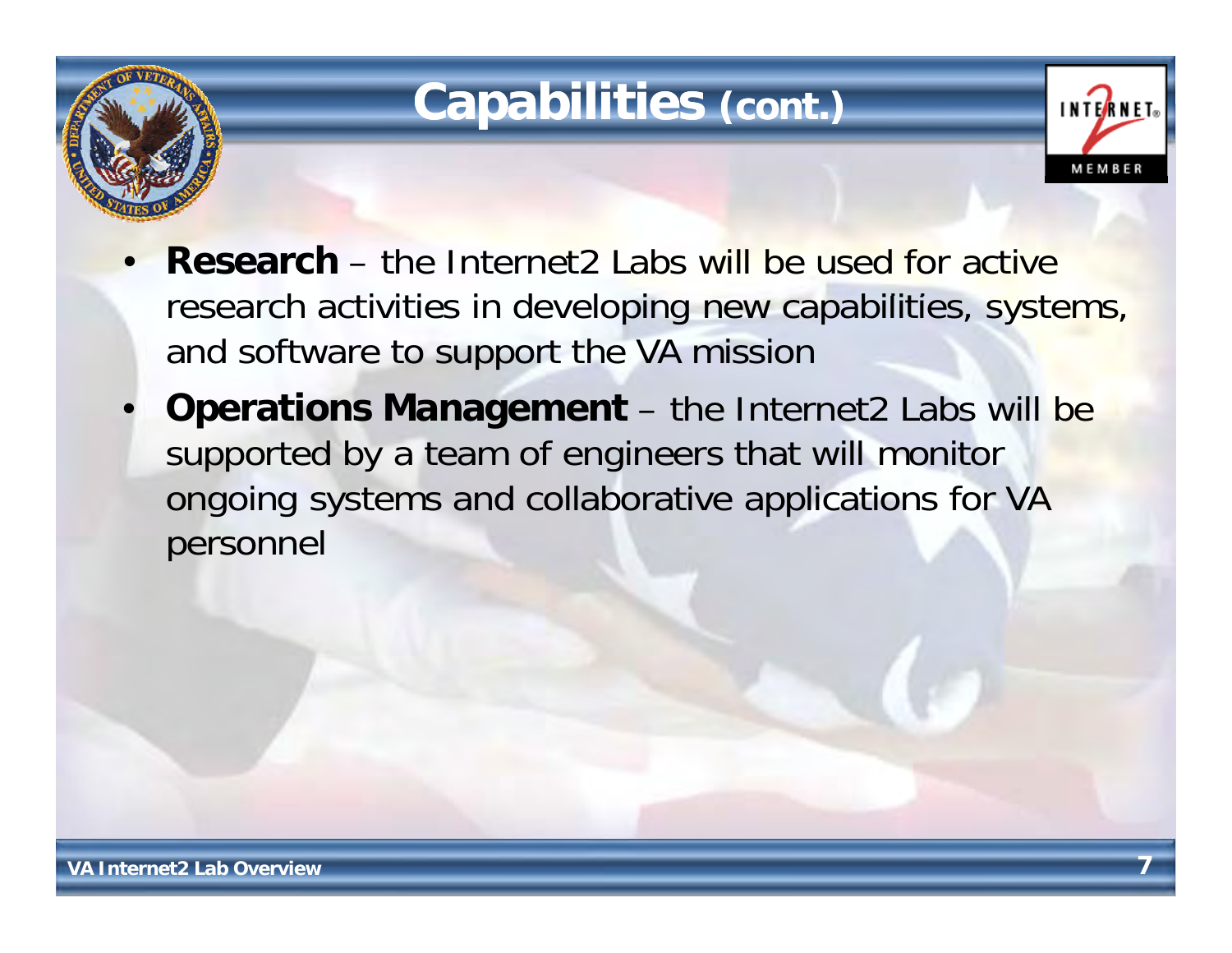# Capabilities (cont.)

- **Research** – the Internet2 Labs will be used for active research activities in developing new capabilities, systems, and software to support the VA mission
- **Operations Management** – the Internet2 Labs will be supported by a team of engineers that will monitor ongoing systems and collaborative applications for VA personnel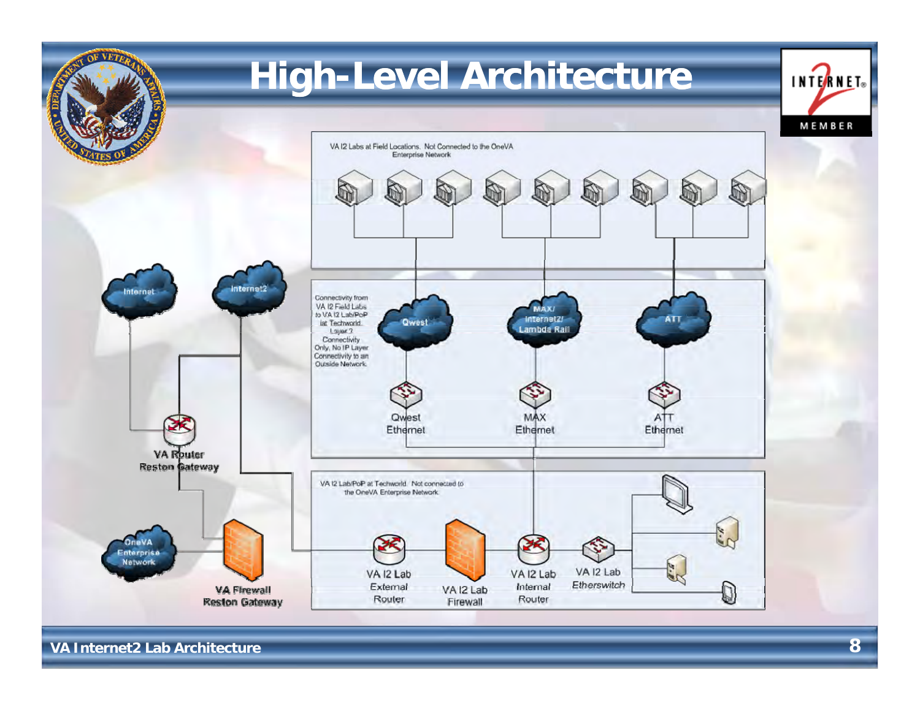# High-Level Architecture

VA I2 Labs at Field Locations. Not Connected to the OneVA Enterprise Network

Connectivity from VA I2 Field Labs to VA I2 Lab/PoP at Techworld. Layer 2 Connectivity Only, No IP Layer Connectivity to an Outside Network.

Internet

Internet2

Qwest

MAX/ Internet2/ Lambda Rail

ATT

Qwest Ethernet

MAX Ethernet

ATT Ethernet

VA Router Reston Gateway

VA I2 Lab/PoP at Techworld. Not connected to the OneVA Enterprise Network.

OneVA Enterprise Network

VA Firewall Reston Gateway

VA I2 Lab External Router

VA I2 Lab Firewall

VA I2 Lab Internal Router

VA I2 Lab Etherswitch

VA Internet2 Lab Architecture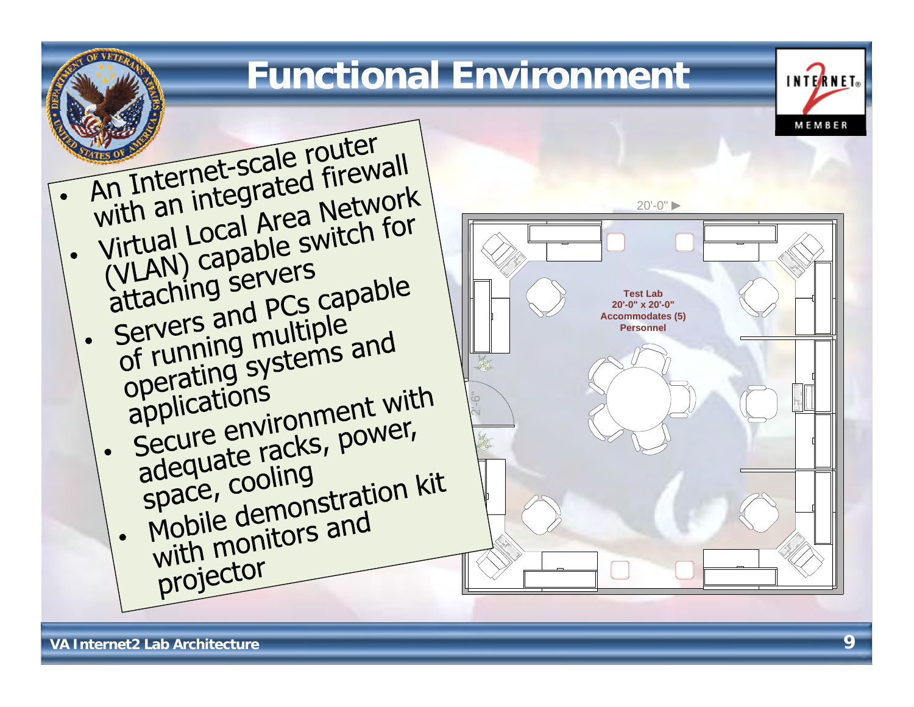# Functional Environment

- An Internet-scale router with an integrated firewall
- Virtual Local Area Network (VLAN) capable switch for attaching servers
- Servers and PCs capable of running multiple operating systems and applications
- Secure environment with adequate racks, power, space, cooling
- Mobile demonstration kit with monitors and projector

Test Lab
20'-0" x 20'-0"
Accommodates (5)
Personnel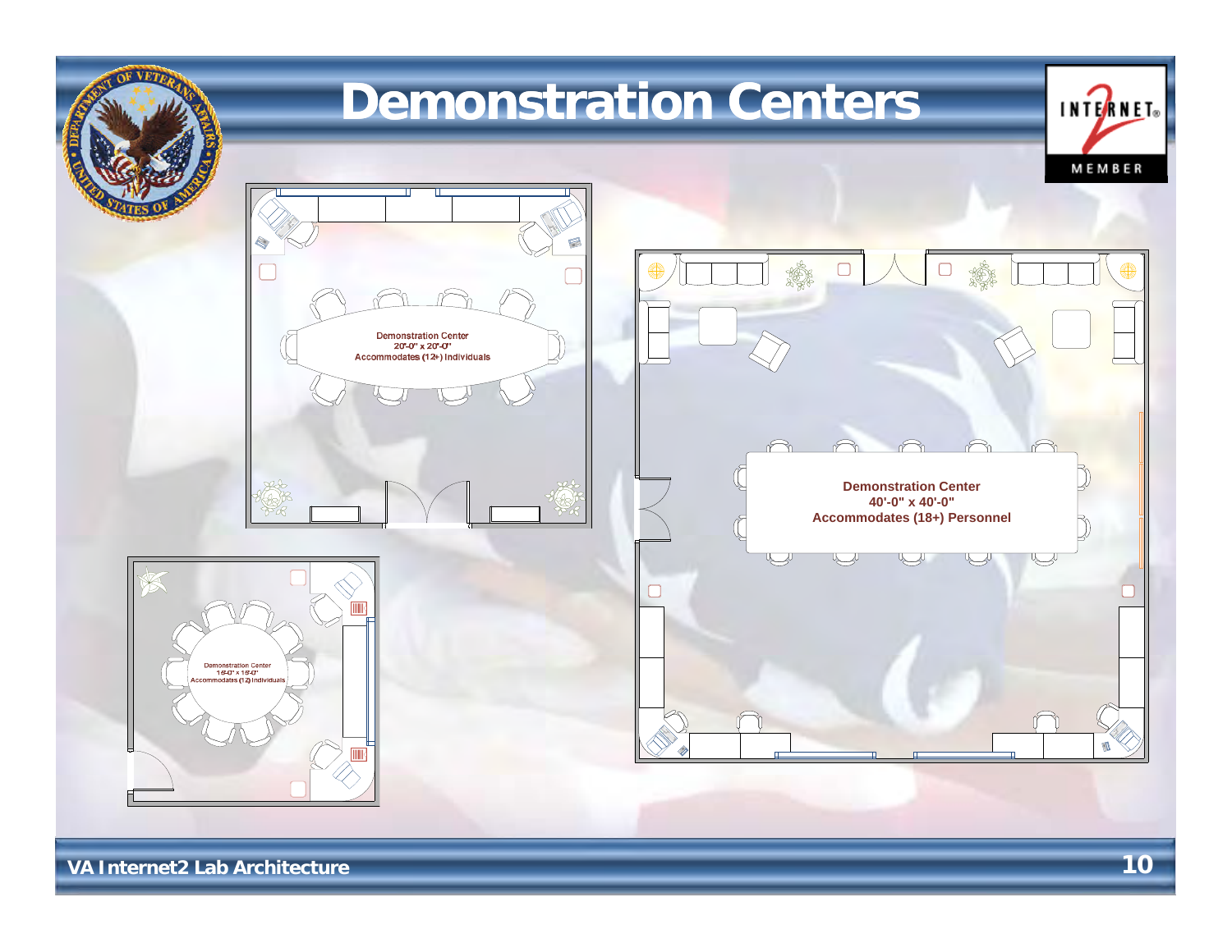# Demonstration Centers

Demonstration Center
20'-0" x 20'-0"
Accommodates (12+) Individuals

Demonstration Center
40'-0" x 40'-0"
Accommodates (18+) Personnel

Demonstration Center
15'-0" x 15'-0"
Accommodates (12) Individuals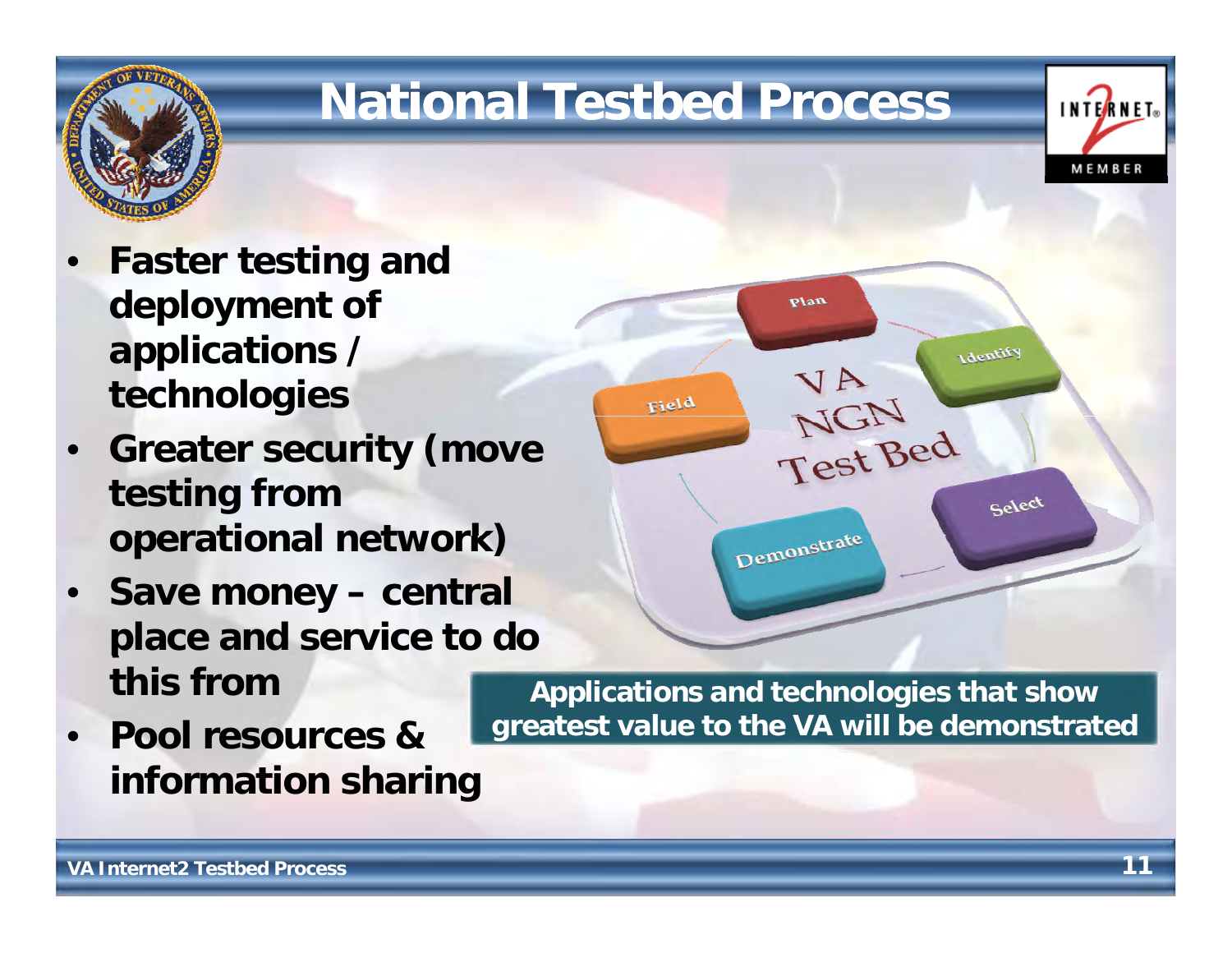# National Testbed Process

- **Faster testing and deployment of applications / technologies**
- **Greater security (move testing from operational network)**
- **Save money – central place and service to do this from**
- **Pool resources & information sharing**

VA NGN Test Bed

Plan

Identify

Select

Demonstrate

Field

**Applications and technologies that show greatest value to the VA will be demonstrated**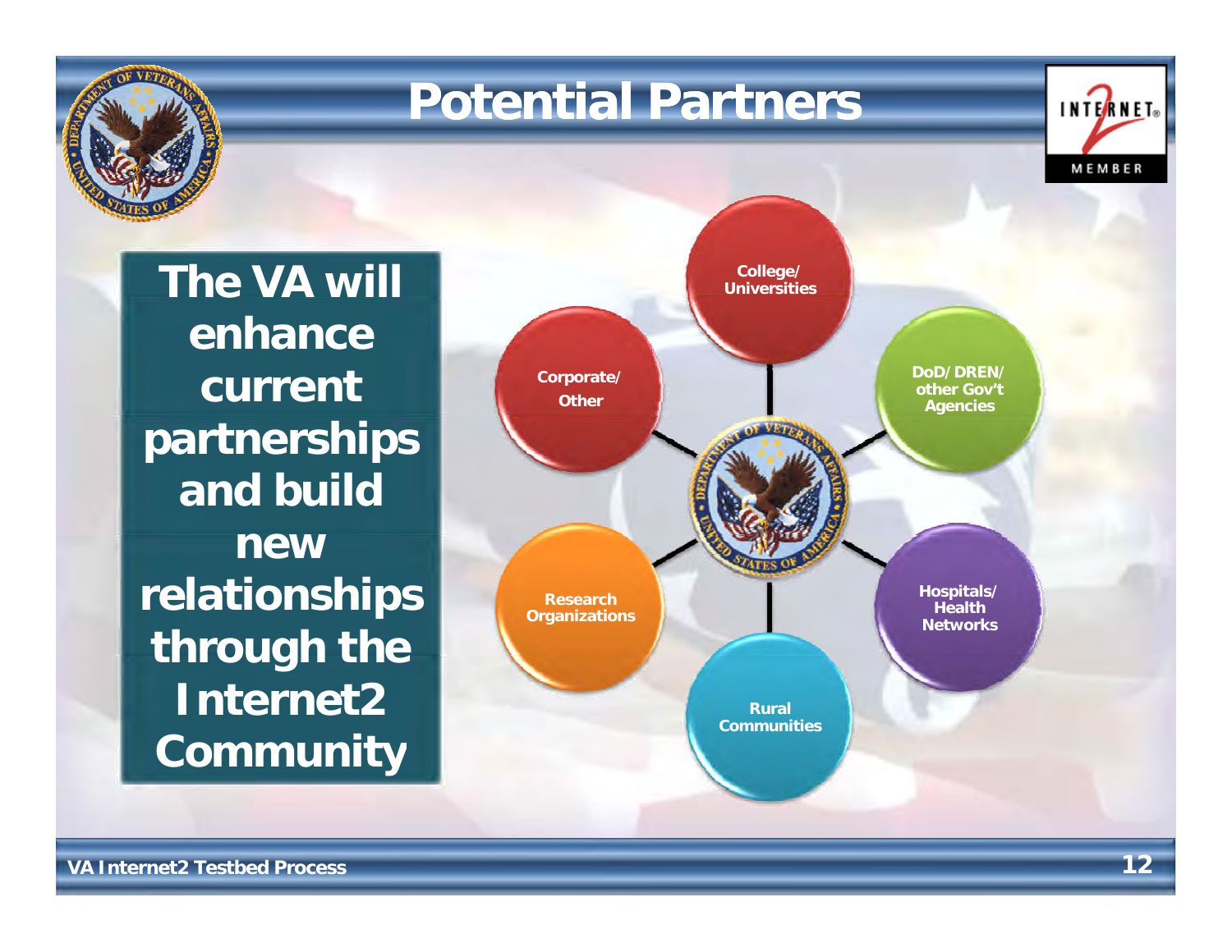# Potential Partners

**The VA will enhance current partnerships and build new relationships through the Internet2 Community**

- College/ Universities
- DoD/ DREN/ other Gov't Agencies
- Hospitals/ Health Networks
- Rural Communities
- Research Organizations
- Corporate/ Other

VA Internet2 Testbed Process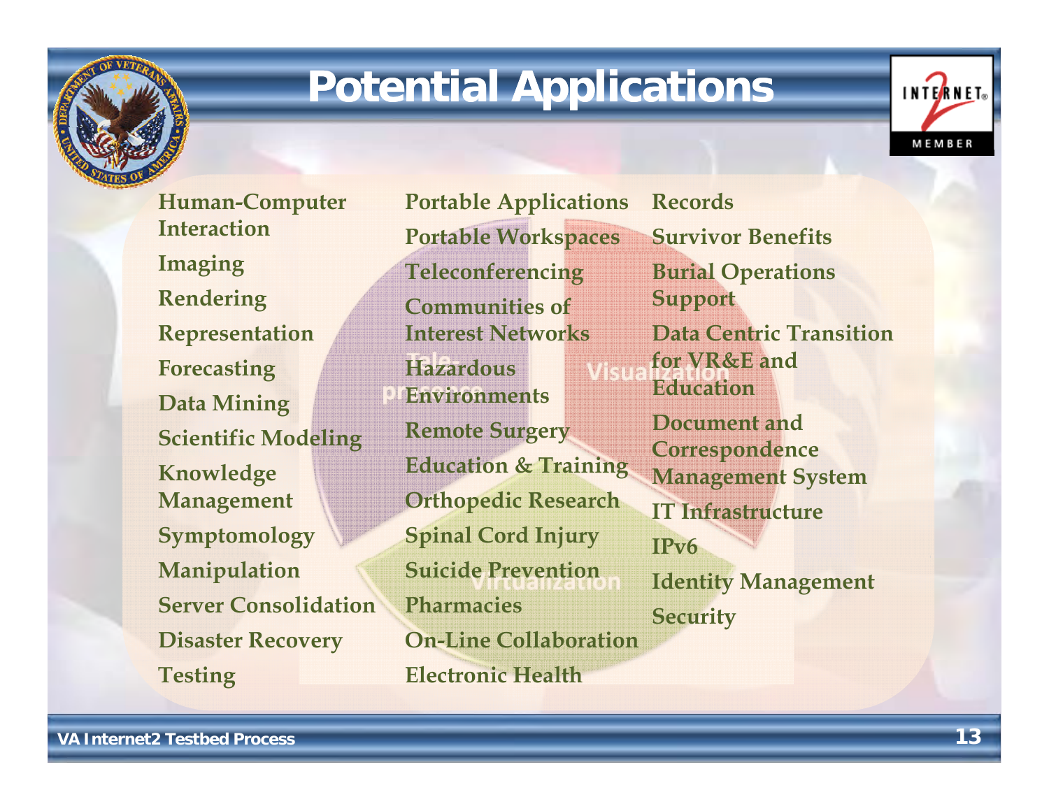# Potential Applications

- Human-Computer Interaction
- Imaging
- Rendering
- Representation
- Forecasting
- Data Mining
- Scientific Modeling
- Knowledge Management
- Symptomology
- Manipulation
- Server Consolidation
- Disaster Recovery
- Testing

- Portable Applications
- Portable Workspaces
- Teleconferencing
- Communities of Interest Networks
- Hazardous Environments
- Remote Surgery
- Education & Training
- Orthopedic Research
- Spinal Cord Injury
- Suicide Prevention
- Pharmacies
- On-Line Collaboration
- Electronic Health

- Records
- Survivor Benefits
- Burial Operations Support
- Data Centric Transition for VR&E and Education
- Document and Correspondence Management System
- IT Infrastructure
- IPv6
- Identity Management
- Security

Tele-presence

Visualization

Virtualization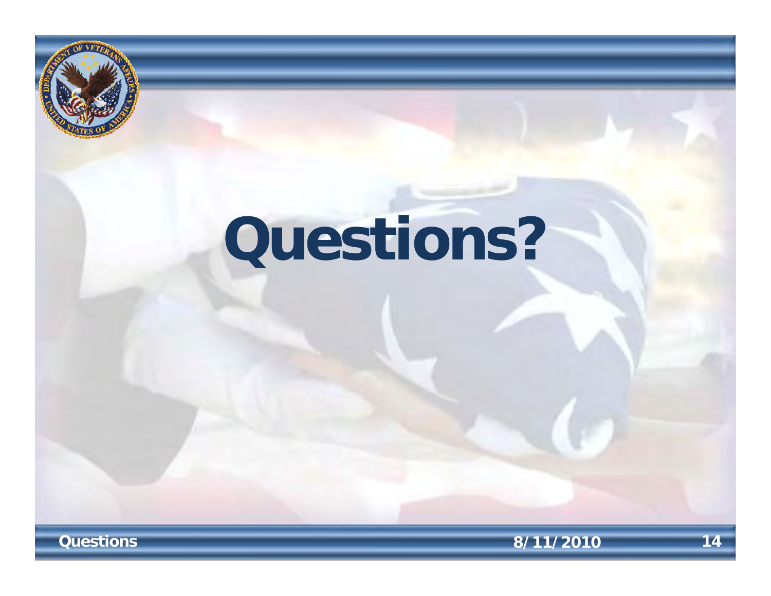# Questions?